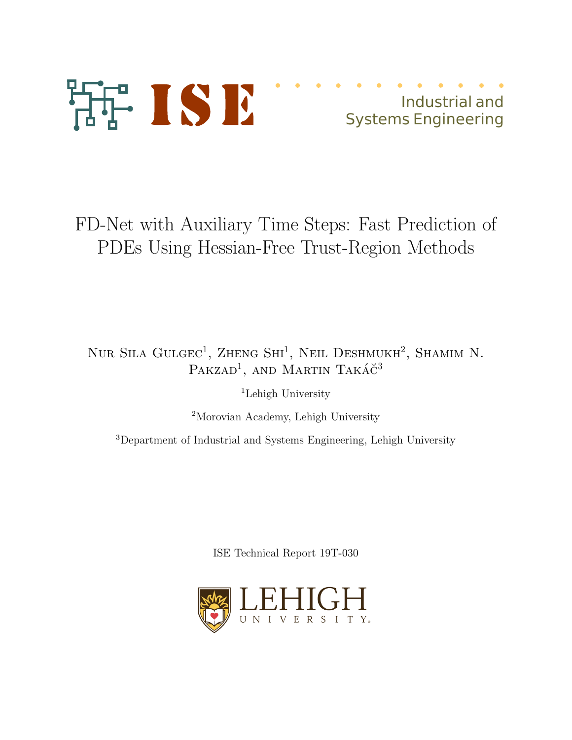ISE

Industrial and Systems Engineering

# FD-Net with Auxiliary Time Steps: Fast Prediction of PDEs Using Hessian-Free Trust-Region Methods

Nur Sila Gulgec[1], Zheng Shi[1], Neil Deshmukh[2], Shamim N. Pakzad[1], and Martin Takáč[3]

[1]Lehigh University

[2]Morovian Academy, Lehigh University

[3]Department of Industrial and Systems Engineering, Lehigh University

ISE Technical Report 19T-030

LEHIGH UNIVERSITY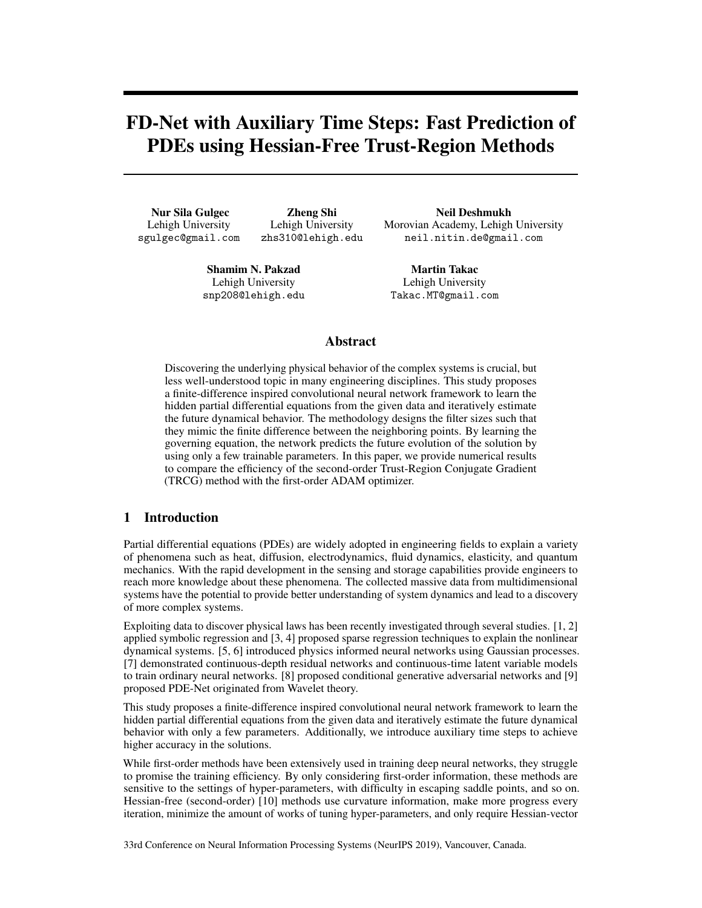# FD-Net with Auxiliary Time Steps: Fast Prediction of PDEs using Hessian-Free Trust-Region Methods

**Nur Sila Gulgec**
Lehigh University
sgulgec@gmail.com

**Zheng Shi**
Lehigh University
zhs310@lehigh.edu

**Neil Deshmukh**
Morovian Academy, Lehigh University
neil.nitin.de@gmail.com

**Shamim N. Pakzad**
Lehigh University
snp208@lehigh.edu

**Martin Takac**
Lehigh University
Takac.MT@gmail.com

## Abstract

Discovering the underlying physical behavior of the complex systems is crucial, but less well-understood topic in many engineering disciplines. This study proposes a finite-difference inspired convolutional neural network framework to learn the hidden partial differential equations from the given data and iteratively estimate the future dynamical behavior. The methodology designs the filter sizes such that they mimic the finite difference between the neighboring points. By learning the governing equation, the network predicts the future evolution of the solution by using only a few trainable parameters. In this paper, we provide numerical results to compare the efficiency of the second-order Trust-Region Conjugate Gradient (TRCG) method with the first-order ADAM optimizer.

## 1 Introduction

Partial differential equations (PDEs) are widely adopted in engineering fields to explain a variety of phenomena such as heat, diffusion, electrodynamics, fluid dynamics, elasticity, and quantum mechanics. With the rapid development in the sensing and storage capabilities provide engineers to reach more knowledge about these phenomena. The collected massive data from multidimensional systems have the potential to provide better understanding of system dynamics and lead to a discovery of more complex systems.

Exploiting data to discover physical laws has been recently investigated through several studies. [1, 2] applied symbolic regression and [3, 4] proposed sparse regression techniques to explain the nonlinear dynamical systems. [5, 6] introduced physics informed neural networks using Gaussian processes. [7] demonstrated continuous-depth residual networks and continuous-time latent variable models to train ordinary neural networks. [8] proposed conditional generative adversarial networks and [9] proposed PDE-Net originated from Wavelet theory.

This study proposes a finite-difference inspired convolutional neural network framework to learn the hidden partial differential equations from the given data and iteratively estimate the future dynamical behavior with only a few parameters. Additionally, we introduce auxiliary time steps to achieve higher accuracy in the solutions.

While first-order methods have been extensively used in training deep neural networks, they struggle to promise the training efficiency. By only considering first-order information, these methods are sensitive to the settings of hyper-parameters, with difficulty in escaping saddle points, and so on. Hessian-free (second-order) [10] methods use curvature information, make more progress every iteration, minimize the amount of works of tuning hyper-parameters, and only require Hessian-vector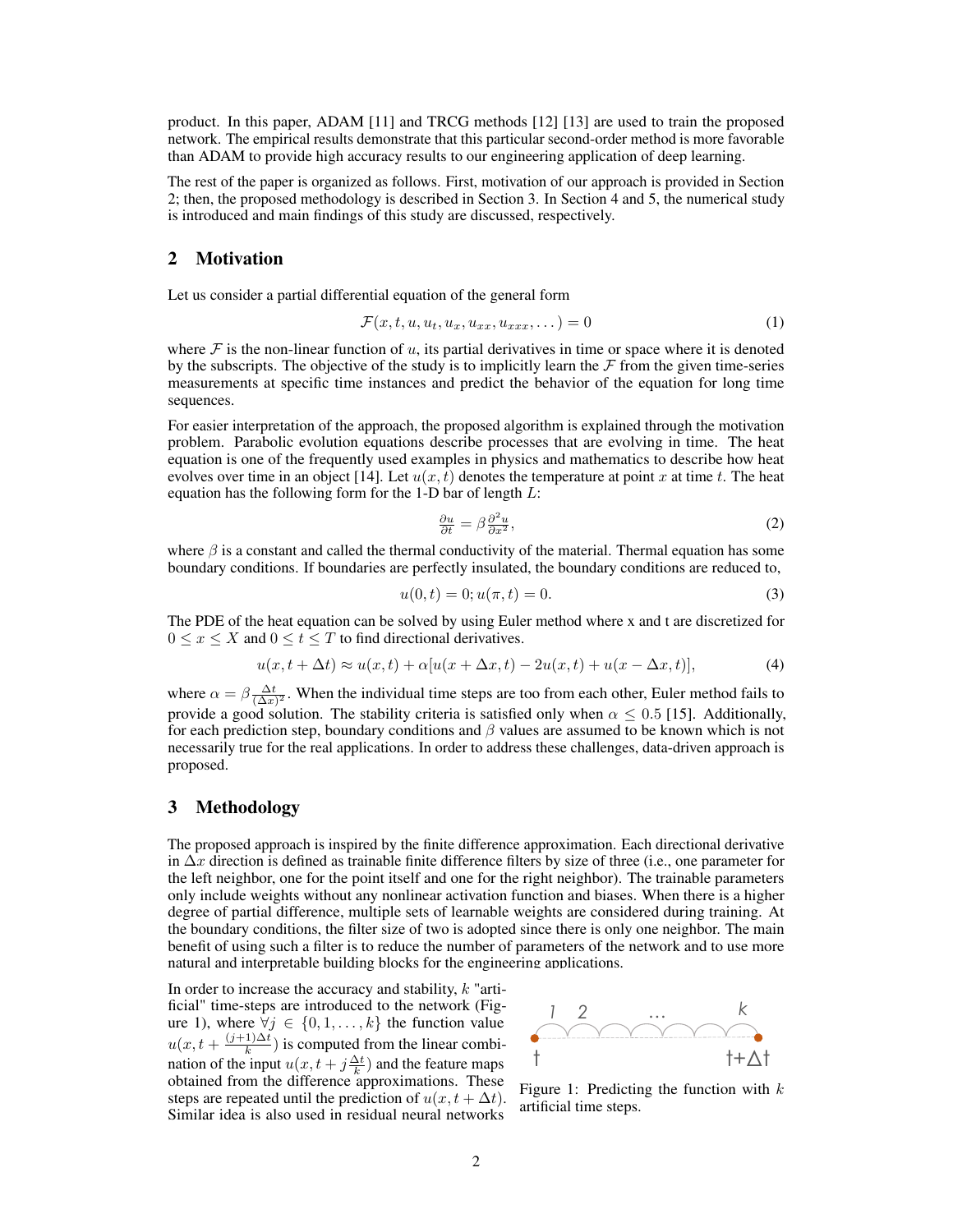product. In this paper, ADAM [11] and TRCG methods [12] [13] are used to train the proposed network. The empirical results demonstrate that this particular second-order method is more favorable than ADAM to provide high accuracy results to our engineering application of deep learning.

The rest of the paper is organized as follows. First, motivation of our approach is provided in Section 2; then, the proposed methodology is described in Section 3. In Section 4 and 5, the numerical study is introduced and main findings of this study are discussed, respectively.

## 2 Motivation

Let us consider a partial differential equation of the general form

$$\mathcal{F}(x, t, u, u_t, u_x, u_{xx}, u_{xxx}, \dots) = 0 \tag{1}$$

where $\mathcal{F}$ is the non-linear function of $u$, its partial derivatives in time or space where it is denoted by the subscripts. The objective of the study is to implicitly learn the $\mathcal{F}$ from the given time-series measurements at specific time instances and predict the behavior of the equation for long time sequences.

For easier interpretation of the approach, the proposed algorithm is explained through the motivation problem. Parabolic evolution equations describe processes that are evolving in time. The heat equation is one of the frequently used examples in physics and mathematics to describe how heat evolves over time in an object [14]. Let $u(x,t)$ denotes the temperature at point $x$ at time $t$. The heat equation has the following form for the 1-D bar of length $L$:

$$\frac{\partial u}{\partial t} = \beta \frac{\partial^2 u}{\partial x^2}, \tag{2}$$

where $\beta$ is a constant and called the thermal conductivity of the material. Thermal equation has some boundary conditions. If boundaries are perfectly insulated, the boundary conditions are reduced to,

$$u(0, t) = 0; u(\pi, t) = 0. \tag{3}$$

The PDE of the heat equation can be solved by using Euler method where x and t are discretized for $0 \leq x \leq X$ and $0 \leq t \leq T$ to find directional derivatives.

$$u(x, t + \Delta t) \approx u(x, t) + \alpha[u(x + \Delta x, t) - 2u(x, t) + u(x - \Delta x, t)], \tag{4}$$

where $\alpha = \beta \frac{\Delta t}{(\Delta x)^2}$. When the individual time steps are too from each other, Euler method fails to provide a good solution. The stability criteria is satisfied only when $\alpha \leq 0.5$ [15]. Additionally, for each prediction step, boundary conditions and $\beta$ values are assumed to be known which is not necessarily true for the real applications. In order to address these challenges, data-driven approach is proposed.

## 3 Methodology

The proposed approach is inspired by the finite difference approximation. Each directional derivative in $\Delta x$ direction is defined as trainable finite difference filters by size of three (i.e., one parameter for the left neighbor, one for the point itself and one for the right neighbor). The trainable parameters only include weights without any nonlinear activation function and biases. When there is a higher degree of partial difference, multiple sets of learnable weights are considered during training. At the boundary conditions, the filter size of two is adopted since there is only one neighbor. The main benefit of using such a filter is to reduce the number of parameters of the network and to use more natural and interpretable building blocks for the engineering applications.

In order to increase the accuracy and stability, $k$ "artificial" time-steps are introduced to the network (Figure 1), where $\forall j \in \{0, 1, \dots, k\}$ the function value $u(x, t + \frac{(j+1)\Delta t}{k})$ is computed from the linear combination of the input $u(x, t + j\frac{\Delta t}{k})$ and the feature maps obtained from the difference approximations. These steps are repeated until the prediction of $u(x, t + \Delta t)$. Similar idea is also used in residual neural networks

Figure 1: Predicting the function with $k$ artificial time steps.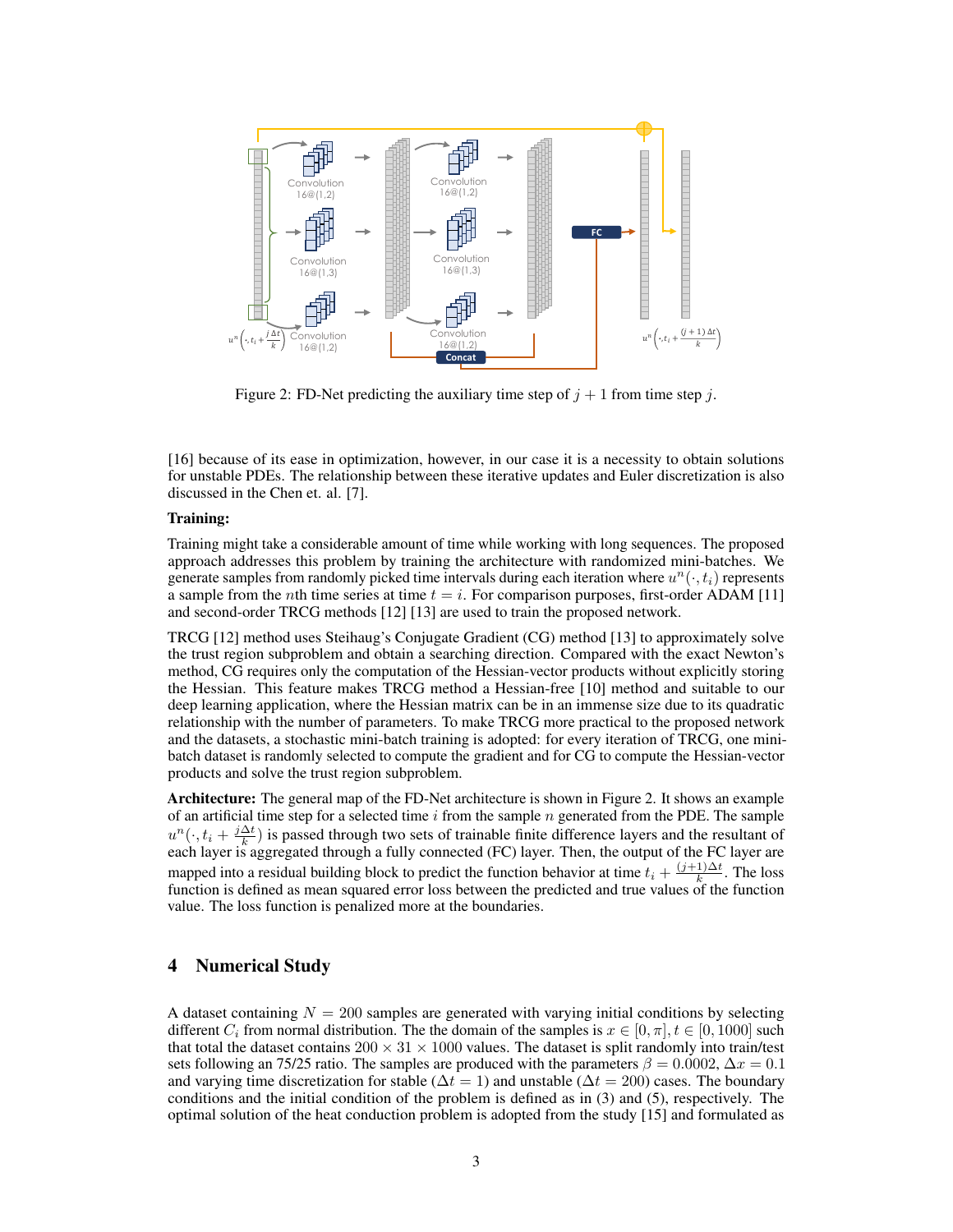Figure 2: FD-Net predicting the auxiliary time step of $j+1$ from time step $j$.

[16] because of its ease in optimization, however, in our case it is a necessity to obtain solutions for unstable PDEs. The relationship between these iterative updates and Euler discretization is also discussed in the Chen et. al. [7].

**Training:**

Training might take a considerable amount of time while working with long sequences. The proposed approach addresses this problem by training the architecture with randomized mini-batches. We generate samples from randomly picked time intervals during each iteration where $u^n(\cdot, t_i)$ represents a sample from the $n$th time series at time $t = i$. For comparison purposes, first-order ADAM [11] and second-order TRCG methods [12] [13] are used to train the proposed network.

TRCG [12] method uses Steihaug's Conjugate Gradient (CG) method [13] to approximately solve the trust region subproblem and obtain a searching direction. Compared with the exact Newton's method, CG requires only the computation of the Hessian-vector products without explicitly storing the Hessian. This feature makes TRCG method a Hessian-free [10] method and suitable to our deep learning application, where the Hessian matrix can be in an immense size due to its quadratic relationship with the number of parameters. To make TRCG more practical to the proposed network and the datasets, a stochastic mini-batch training is adopted: for every iteration of TRCG, one mini-batch dataset is randomly selected to compute the gradient and for CG to compute the Hessian-vector products and solve the trust region subproblem.

**Architecture:** The general map of the FD-Net architecture is shown in Figure 2. It shows an example of an artificial time step for a selected time $i$ from the sample $n$ generated from the PDE. The sample $u^n(\cdot, t_i + \frac{j\Delta t}{k})$ is passed through two sets of trainable finite difference layers and the resultant of each layer is aggregated through a fully connected (FC) layer. Then, the output of the FC layer are mapped into a residual building block to predict the function behavior at time $t_i + \frac{(j+1)\Delta t}{k}$. The loss function is defined as mean squared error loss between the predicted and true values of the function value. The loss function is penalized more at the boundaries.

## 4 Numerical Study

A dataset containing $N = 200$ samples are generated with varying initial conditions by selecting different $C_i$ from normal distribution. The the domain of the samples is $x \in [0, \pi], t \in [0, 1000]$ such that total the dataset contains $200 \times 31 \times 1000$ values. The dataset is split randomly into train/test sets following an 75/25 ratio. The samples are produced with the parameters $\beta = 0.0002$, $\Delta x = 0.1$ and varying time discretization for stable ($\Delta t = 1$) and unstable ($\Delta t = 200$) cases. The boundary conditions and the initial condition of the problem is defined as in (3) and (5), respectively. The optimal solution of the heat conduction problem is adopted from the study [15] and formulated as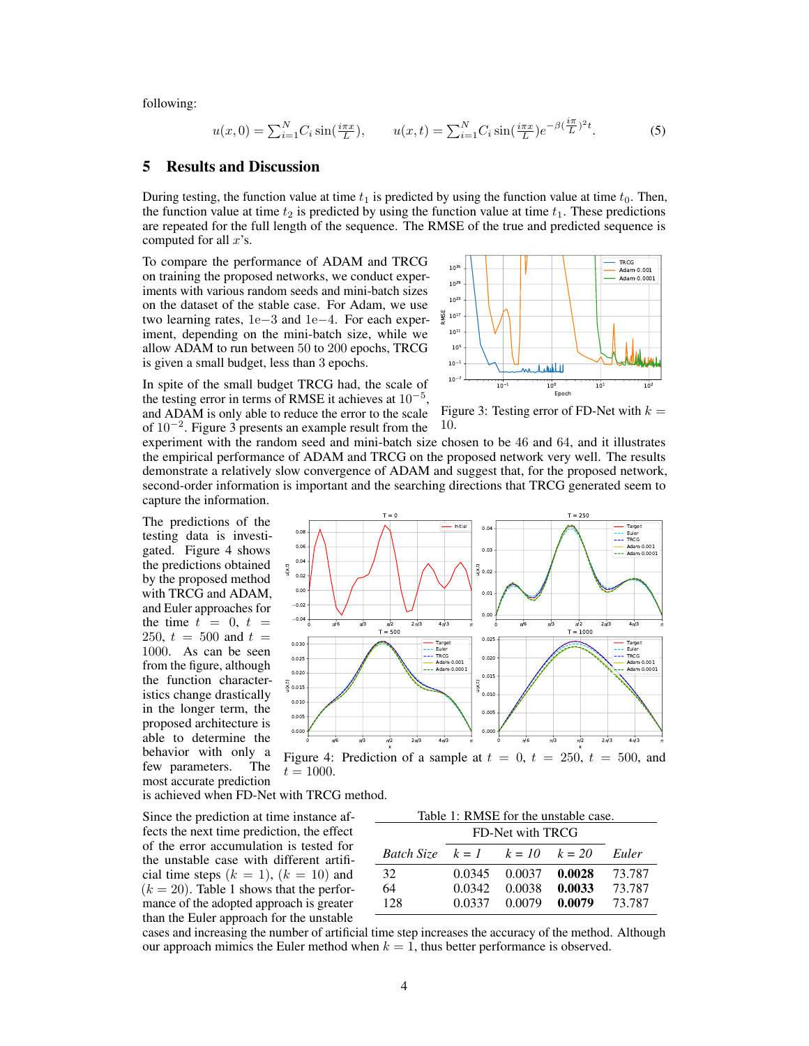following:

$$u(x,0) = \sum_{i=1}^{N} C_i \sin(\tfrac{i\pi x}{L}), \qquad u(x,t) = \sum_{i=1}^{N} C_i \sin(\tfrac{i\pi x}{L}) e^{-\beta(\frac{i\pi}{L})^2 t}. \tag{5}$$

## 5 Results and Discussion

During testing, the function value at time $t_1$ is predicted by using the function value at time $t_0$. Then, the function value at time $t_2$ is predicted by using the function value at time $t_1$. These predictions are repeated for the full length of the sequence. The RMSE of the true and predicted sequence is computed for all $x$'s.

To compare the performance of ADAM and TRCG on training the proposed networks, we conduct experiments with various random seeds and mini-batch sizes on the dataset of the stable case. For Adam, we use two learning rates, 1e−3 and 1e−4. For each experiment, depending on the mini-batch size, while we allow ADAM to run between 50 to 200 epochs, TRCG is given a small budget, less than 3 epochs.

In spite of the small budget TRCG had, the scale of the testing error in terms of RMSE it achieves at $10^{-5}$, and ADAM is only able to reduce the error to the scale of $10^{-2}$. Figure 3 presents an example result from the experiment with the random seed and mini-batch size chosen to be 46 and 64, and it illustrates the empirical performance of ADAM and TRCG on the proposed network very well. The results demonstrate a relatively slow convergence of ADAM and suggest that, for the proposed network, second-order information is important and the searching directions that TRCG generated seem to capture the information.

Figure 3: Testing error of FD-Net with $k = 10$.

The predictions of the testing data is investigated. Figure 4 shows the predictions obtained by the proposed method with TRCG and ADAM, and Euler approaches for the time $t = 0$, $t = 250$, $t = 500$ and $t = 1000$. As can be seen from the figure, although the function characteristics change drastically in the longer term, the proposed architecture is able to determine the behavior with only a few parameters. The most accurate prediction is achieved when FD-Net with TRCG method.

Figure 4: Prediction of a sample at $t = 0$, $t = 250$, $t = 500$, and $t = 1000$.

Since the prediction at time instance affects the next time prediction, the effect of the error accumulation is tested for the unstable case with different artificial time steps ($k = 1$), ($k = 10$) and ($k = 20$). Table 1 shows that the performance of the adopted approach is greater than the Euler approach for the unstable cases and increasing the number of artificial time step increases the accuracy of the method. Although our approach mimics the Euler method when $k = 1$, thus better performance is observed.

Table 1: RMSE for the unstable case.

| | FD-Net with TRCG | | | |
|---|---|---|---|---|
| *Batch Size* | *k = 1* | *k = 10* | *k = 20* | *Euler* |
| 32 | 0.0345 | 0.0037 | **0.0028** | 73.787 |
| 64 | 0.0342 | 0.0038 | **0.0033** | 73.787 |
| 128 | 0.0337 | 0.0079 | **0.0079** | 73.787 |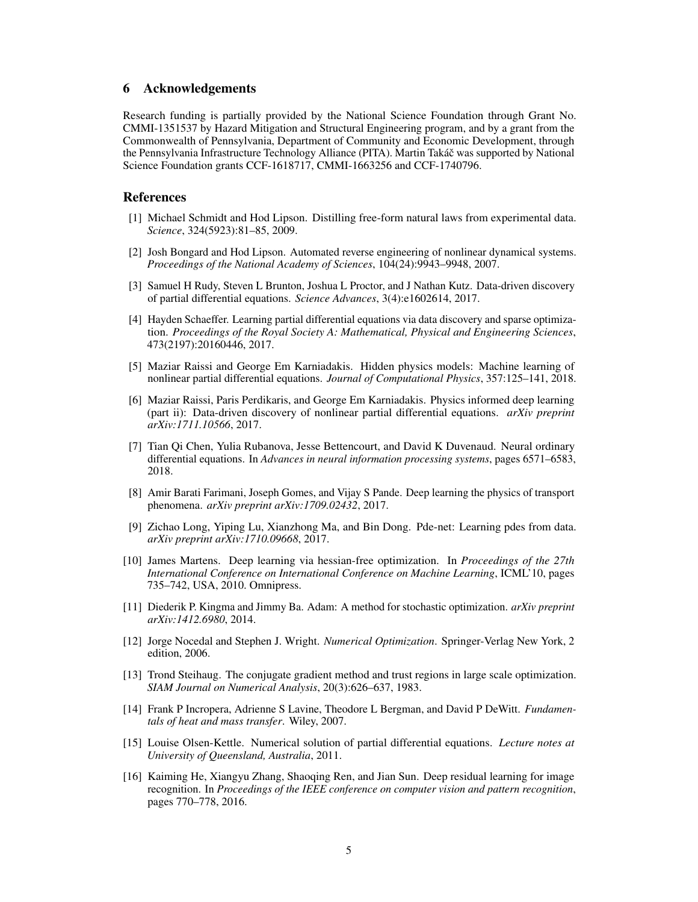## 6 Acknowledgements

Research funding is partially provided by the National Science Foundation through Grant No. CMMI-1351537 by Hazard Mitigation and Structural Engineering program, and by a grant from the Commonwealth of Pennsylvania, Department of Community and Economic Development, through the Pennsylvania Infrastructure Technology Alliance (PITA). Martin Takáč was supported by National Science Foundation grants CCF-1618717, CMMI-1663256 and CCF-1740796.

## References

[1] Michael Schmidt and Hod Lipson. Distilling free-form natural laws from experimental data. *Science*, 324(5923):81–85, 2009.

[2] Josh Bongard and Hod Lipson. Automated reverse engineering of nonlinear dynamical systems. *Proceedings of the National Academy of Sciences*, 104(24):9943–9948, 2007.

[3] Samuel H Rudy, Steven L Brunton, Joshua L Proctor, and J Nathan Kutz. Data-driven discovery of partial differential equations. *Science Advances*, 3(4):e1602614, 2017.

[4] Hayden Schaeffer. Learning partial differential equations via data discovery and sparse optimization. *Proceedings of the Royal Society A: Mathematical, Physical and Engineering Sciences*, 473(2197):20160446, 2017.

[5] Maziar Raissi and George Em Karniadakis. Hidden physics models: Machine learning of nonlinear partial differential equations. *Journal of Computational Physics*, 357:125–141, 2018.

[6] Maziar Raissi, Paris Perdikaris, and George Em Karniadakis. Physics informed deep learning (part ii): Data-driven discovery of nonlinear partial differential equations. *arXiv preprint arXiv:1711.10566*, 2017.

[7] Tian Qi Chen, Yulia Rubanova, Jesse Bettencourt, and David K Duvenaud. Neural ordinary differential equations. In *Advances in neural information processing systems*, pages 6571–6583, 2018.

[8] Amir Barati Farimani, Joseph Gomes, and Vijay S Pande. Deep learning the physics of transport phenomena. *arXiv preprint arXiv:1709.02432*, 2017.

[9] Zichao Long, Yiping Lu, Xianzhong Ma, and Bin Dong. Pde-net: Learning pdes from data. *arXiv preprint arXiv:1710.09668*, 2017.

[10] James Martens. Deep learning via hessian-free optimization. In *Proceedings of the 27th International Conference on International Conference on Machine Learning*, ICML'10, pages 735–742, USA, 2010. Omnipress.

[11] Diederik P. Kingma and Jimmy Ba. Adam: A method for stochastic optimization. *arXiv preprint arXiv:1412.6980*, 2014.

[12] Jorge Nocedal and Stephen J. Wright. *Numerical Optimization*. Springer-Verlag New York, 2 edition, 2006.

[13] Trond Steihaug. The conjugate gradient method and trust regions in large scale optimization. *SIAM Journal on Numerical Analysis*, 20(3):626–637, 1983.

[14] Frank P Incropera, Adrienne S Lavine, Theodore L Bergman, and David P DeWitt. *Fundamentals of heat and mass transfer*. Wiley, 2007.

[15] Louise Olsen-Kettle. Numerical solution of partial differential equations. *Lecture notes at University of Queensland, Australia*, 2011.

[16] Kaiming He, Xiangyu Zhang, Shaoqing Ren, and Jian Sun. Deep residual learning for image recognition. In *Proceedings of the IEEE conference on computer vision and pattern recognition*, pages 770–778, 2016.